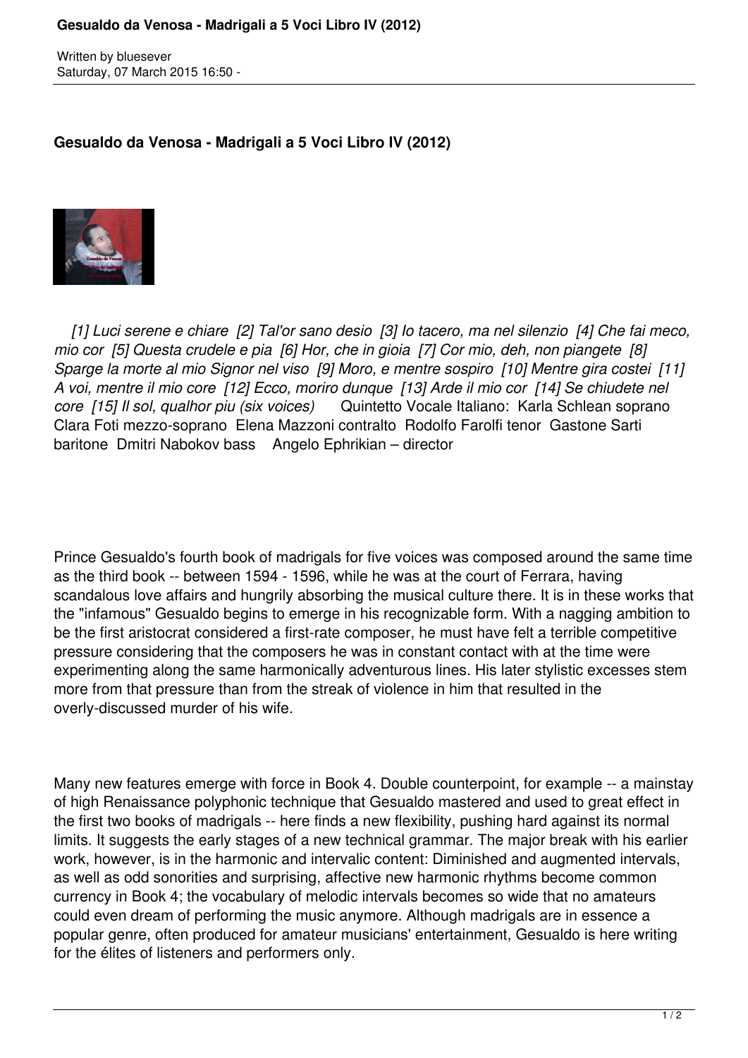# Gesualdo da Venosa - Madrigali a 5 Voci Libro IV (2012)

Written by bluesever
Saturday, 07 March 2015 16:50 -

**Gesualdo da Venosa - Madrigali a 5 Voci Libro IV (2012)**

*[1] Luci serene e chiare [2] Tal'or sano desio [3] Io tacero, ma nel silenzio [4] Che fai meco, mio cor [5] Questa crudele e pia [6] Hor, che in gioia [7] Cor mio, deh, non piangete [8] Sparge la morte al mio Signor nel viso [9] Moro, e mentre sospiro [10] Mentre gira costei [11] A voi, mentre il mio core [12] Ecco, moriro dunque [13] Arde il mio cor [14] Se chiudete nel core [15] Il sol, qualhor piu (six voices)* Quintetto Vocale Italiano: Karla Schlean soprano Clara Foti mezzo-soprano Elena Mazzoni contralto Rodolfo Farolfi tenor Gastone Sarti baritone Dmitri Nabokov bass Angelo Ephrikian – director

Prince Gesualdo's fourth book of madrigals for five voices was composed around the same time as the third book -- between 1594 - 1596, while he was at the court of Ferrara, having scandalous love affairs and hungrily absorbing the musical culture there. It is in these works that the "infamous" Gesualdo begins to emerge in his recognizable form. With a nagging ambition to be the first aristocrat considered a first-rate composer, he must have felt a terrible competitive pressure considering that the composers he was in constant contact with at the time were experimenting along the same harmonically adventurous lines. His later stylistic excesses stem more from that pressure than from the streak of violence in him that resulted in the overly-discussed murder of his wife.

Many new features emerge with force in Book 4. Double counterpoint, for example -- a mainstay of high Renaissance polyphonic technique that Gesualdo mastered and used to great effect in the first two books of madrigals -- here finds a new flexibility, pushing hard against its normal limits. It suggests the early stages of a new technical grammar. The major break with his earlier work, however, is in the harmonic and intervalic content: Diminished and augmented intervals, as well as odd sonorities and surprising, affective new harmonic rhythms become common currency in Book 4; the vocabulary of melodic intervals becomes so wide that no amateurs could even dream of performing the music anymore. Although madrigals are in essence a popular genre, often produced for amateur musicians' entertainment, Gesualdo is here writing for the élites of listeners and performers only.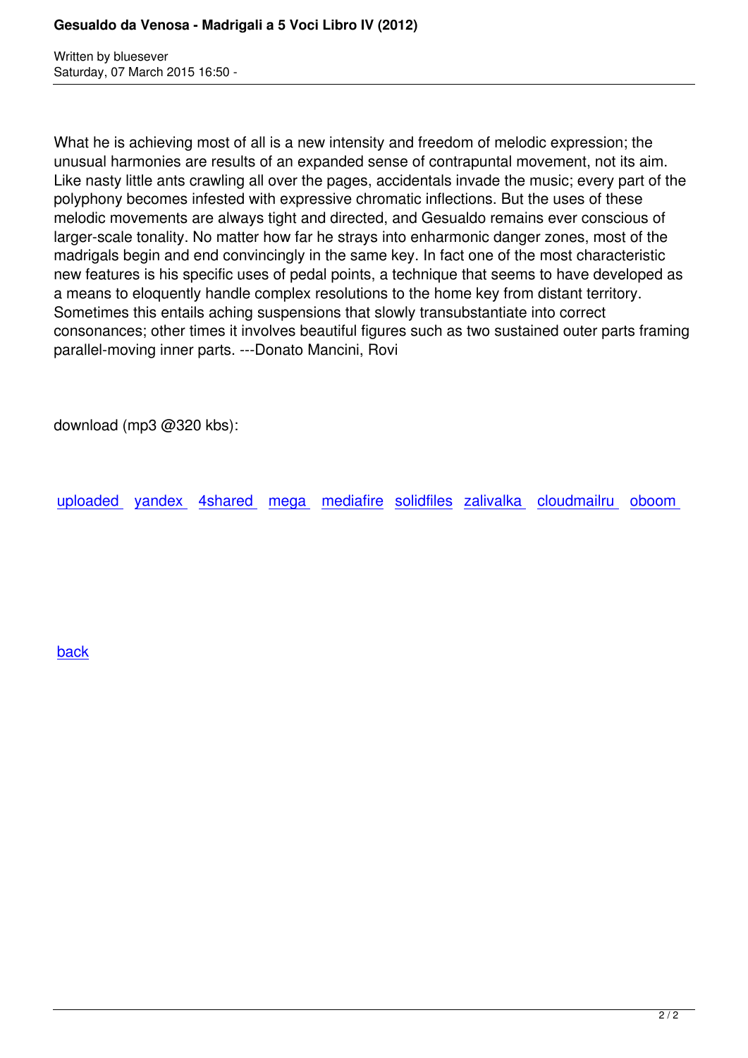What he is achieving most of all is a new intensity and freedom of melodic expression; the unusual harmonies are results of an expanded sense of contrapuntal movement, not its aim. Like nasty little ants crawling all over the pages, accidentals invade the music; every part of the polyphony becomes infested with expressive chromatic inflections. But the uses of these melodic movements are always tight and directed, and Gesualdo remains ever conscious of larger-scale tonality. No matter how far he strays into enharmonic danger zones, most of the madrigals begin and end convincingly in the same key. In fact one of the most characteristic new features is his specific uses of pedal points, a technique that seems to have developed as a means to eloquently handle complex resolutions to the home key from distant territory. Sometimes this entails aching suspensions that slowly transubstantiate into correct consonances; other times it involves beautiful figures such as two sustained outer parts framing parallel-moving inner parts. ---Donato Mancini, Rovi

download (mp3 @320 kbs):

uploaded yandex 4shared mega mediafire solidfiles zalivalka cloudmailru oboom

back